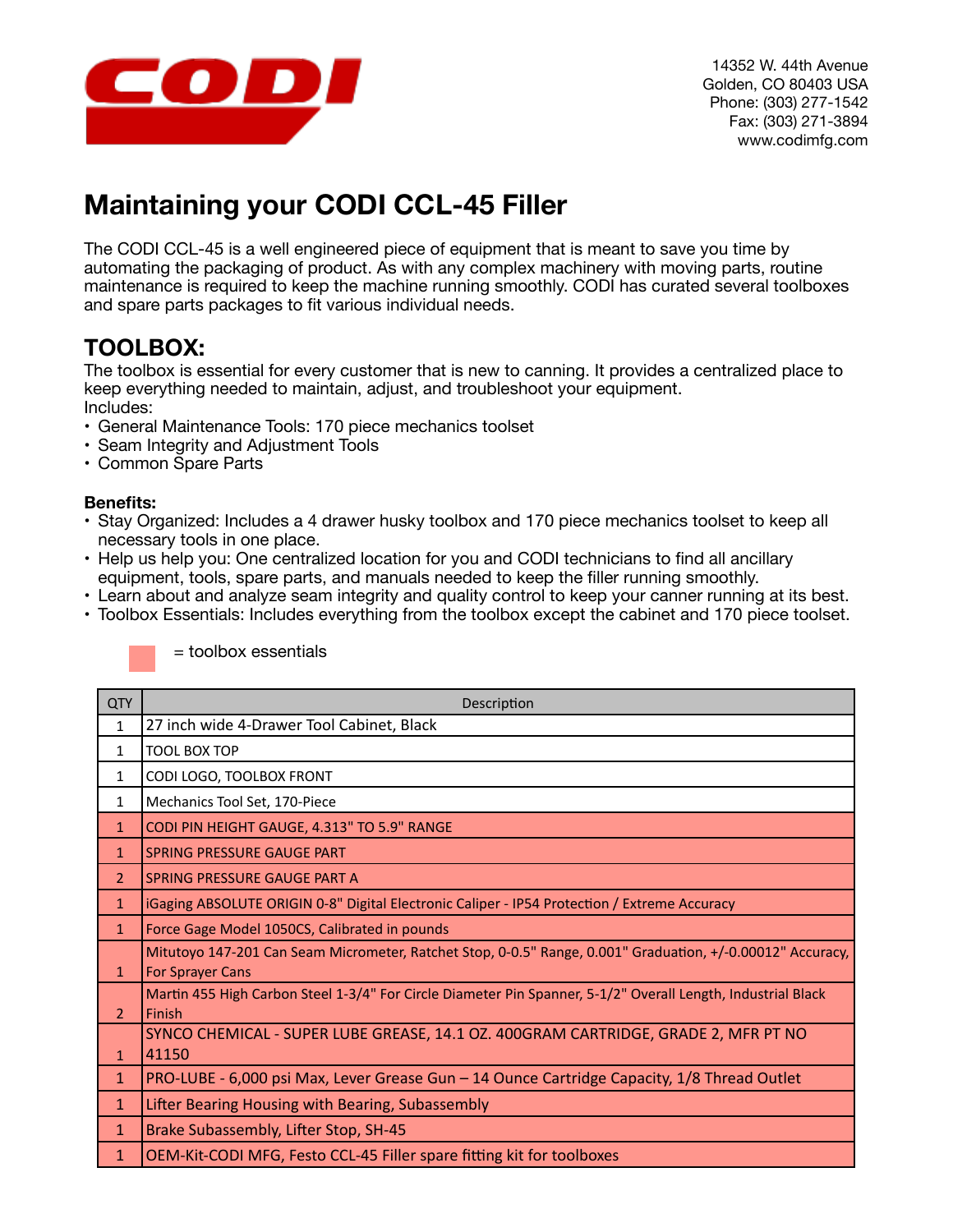CODI

14352 W. 44th Avenue
Golden, CO 80403 USA
Phone: (303) 277-1542
Fax: (303) 271-3894
www.codimfg.com

# Maintaining your CODI CCL-45 Filler

The CODI CCL-45 is a well engineered piece of equipment that is meant to save you time by automating the packaging of product. As with any complex machinery with moving parts, routine maintenance is required to keep the machine running smoothly. CODI has curated several toolboxes and spare parts packages to fit various individual needs.

## TOOLBOX:

The toolbox is essential for every customer that is new to canning. It provides a centralized place to keep everything needed to maintain, adjust, and troubleshoot your equipment.
Includes:

- General Maintenance Tools: 170 piece mechanics toolset
- Seam Integrity and Adjustment Tools
- Common Spare Parts

**Benefits:**

- Stay Organized: Includes a 4 drawer husky toolbox and 170 piece mechanics toolset to keep all necessary tools in one place.
- Help us help you: One centralized location for you and CODI technicians to find all ancillary equipment, tools, spare parts, and manuals needed to keep the filler running smoothly.
- Learn about and analyze seam integrity and quality control to keep your canner running at its best.
- Toolbox Essentials: Includes everything from the toolbox except the cabinet and 170 piece toolset.

(highlighted) = toolbox essentials

| QTY | Description |
|---|---|
| 1 | 27 inch wide 4-Drawer Tool Cabinet, Black |
| 1 | TOOL BOX TOP |
| 1 | CODI LOGO, TOOLBOX FRONT |
| 1 | Mechanics Tool Set, 170-Piece |
| 1 | CODI PIN HEIGHT GAUGE, 4.313" TO 5.9" RANGE |
| 1 | SPRING PRESSURE GAUGE PART |
| 2 | SPRING PRESSURE GAUGE PART A |
| 1 | iGaging ABSOLUTE ORIGIN 0-8" Digital Electronic Caliper - IP54 Protection / Extreme Accuracy |
| 1 | Force Gage Model 1050CS, Calibrated in pounds |
| 1 | Mitutoyo 147-201 Can Seam Micrometer, Ratchet Stop, 0-0.5" Range, 0.001" Graduation, +/-0.00012" Accuracy, For Sprayer Cans |
| 2 | Martin 455 High Carbon Steel 1-3/4" For Circle Diameter Pin Spanner, 5-1/2" Overall Length, Industrial Black Finish |
| 1 | SYNCO CHEMICAL - SUPER LUBE GREASE, 14.1 OZ. 400GRAM CARTRIDGE, GRADE 2, MFR PT NO 41150 |
| 1 | PRO-LUBE - 6,000 psi Max, Lever Grease Gun – 14 Ounce Cartridge Capacity, 1/8 Thread Outlet |
| 1 | Lifter Bearing Housing with Bearing, Subassembly |
| 1 | Brake Subassembly, Lifter Stop, SH-45 |
| 1 | OEM-Kit-CODI MFG, Festo CCL-45 Filler spare fitting kit for toolboxes |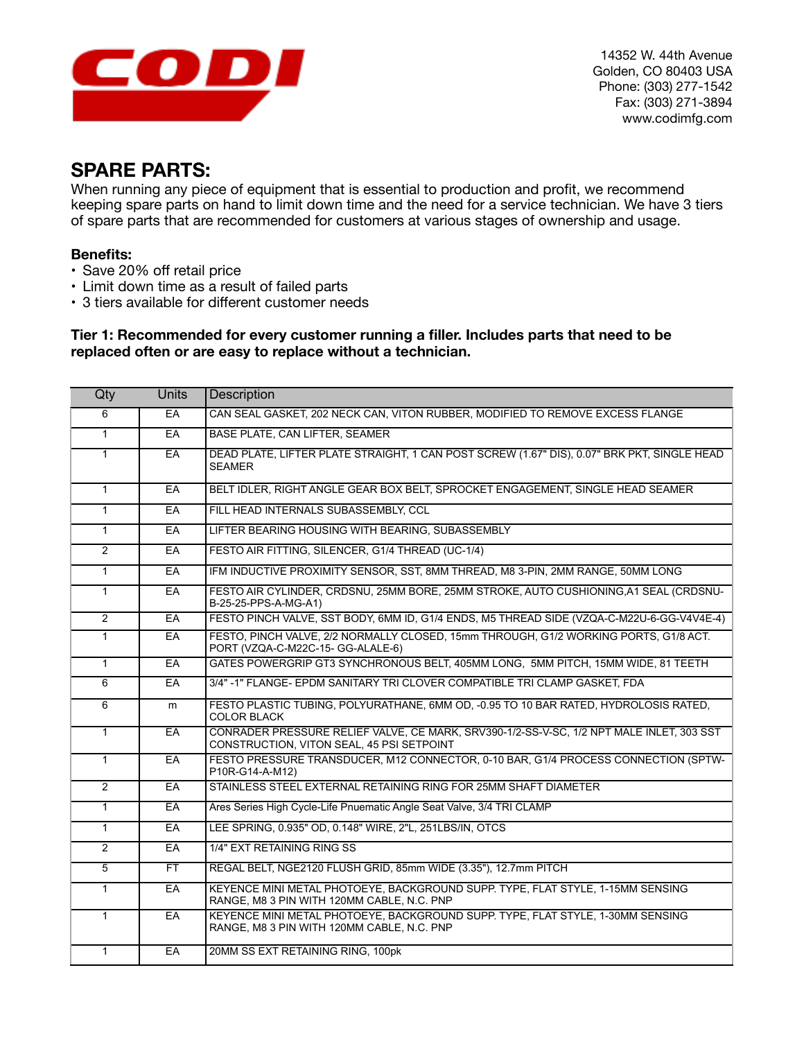14352 W. 44th Avenue
Golden, CO 80403 USA
Phone: (303) 277-1542
Fax: (303) 271-3894
www.codimfg.com

## SPARE PARTS:

When running any piece of equipment that is essential to production and profit, we recommend keeping spare parts on hand to limit down time and the need for a service technician. We have 3 tiers of spare parts that are recommended for customers at various stages of ownership and usage.

**Benefits:**

- Save 20% off retail price
- Limit down time as a result of failed parts
- 3 tiers available for different customer needs

**Tier 1: Recommended for every customer running a filler. Includes parts that need to be replaced often or are easy to replace without a technician.**

| Qty | Units | Description |
|---|---|---|
| 6 | EA | CAN SEAL GASKET, 202 NECK CAN, VITON RUBBER, MODIFIED TO REMOVE EXCESS FLANGE |
| 1 | EA | BASE PLATE, CAN LIFTER, SEAMER |
| 1 | EA | DEAD PLATE, LIFTER PLATE STRAIGHT, 1 CAN POST SCREW (1.67" DIS), 0.07" BRK PKT, SINGLE HEAD SEAMER |
| 1 | EA | BELT IDLER, RIGHT ANGLE GEAR BOX BELT, SPROCKET ENGAGEMENT, SINGLE HEAD SEAMER |
| 1 | EA | FILL HEAD INTERNALS SUBASSEMBLY, CCL |
| 1 | EA | LIFTER BEARING HOUSING WITH BEARING, SUBASSEMBLY |
| 2 | EA | FESTO AIR FITTING, SILENCER, G1/4 THREAD (UC-1/4) |
| 1 | EA | IFM INDUCTIVE PROXIMITY SENSOR, SST, 8MM THREAD, M8 3-PIN, 2MM RANGE, 50MM LONG |
| 1 | EA | FESTO AIR CYLINDER, CRDSNU, 25MM BORE, 25MM STROKE, AUTO CUSHIONING,A1 SEAL (CRDSNU-B-25-25-PPS-A-MG-A1) |
| 2 | EA | FESTO PINCH VALVE, SST BODY, 6MM ID, G1/4 ENDS, M5 THREAD SIDE (VZQA-C-M22U-6-GG-V4V4E-4) |
| 1 | EA | FESTO, PINCH VALVE, 2/2 NORMALLY CLOSED, 15mm THROUGH, G1/2 WORKING PORTS, G1/8 ACT. PORT (VZQA-C-M22C-15- GG-ALALE-6) |
| 1 | EA | GATES POWERGRIP GT3 SYNCHRONOUS BELT, 405MM LONG, 5MM PITCH, 15MM WIDE, 81 TEETH |
| 6 | EA | 3/4" -1" FLANGE- EPDM SANITARY TRI CLOVER COMPATIBLE TRI CLAMP GASKET, FDA |
| 6 | m | FESTO PLASTIC TUBING, POLYURATHANE, 6MM OD, -0.95 TO 10 BAR RATED, HYDROLOSIS RATED, COLOR BLACK |
| 1 | EA | CONRADER PRESSURE RELIEF VALVE, CE MARK, SRV390-1/2-SS-V-SC, 1/2 NPT MALE INLET, 303 SST CONSTRUCTION, VITON SEAL, 45 PSI SETPOINT |
| 1 | EA | FESTO PRESSURE TRANSDUCER, M12 CONNECTOR, 0-10 BAR, G1/4 PROCESS CONNECTION (SPTW-P10R-G14-A-M12) |
| 2 | EA | STAINLESS STEEL EXTERNAL RETAINING RING FOR 25MM SHAFT DIAMETER |
| 1 | EA | Ares Series High Cycle-Life Pnuematic Angle Seat Valve, 3/4 TRI CLAMP |
| 1 | EA | LEE SPRING, 0.935" OD, 0.148" WIRE, 2"L, 251LBS/IN, OTCS |
| 2 | EA | 1/4" EXT RETAINING RING SS |
| 5 | FT | REGAL BELT, NGE2120 FLUSH GRID, 85mm WIDE (3.35"), 12.7mm PITCH |
| 1 | EA | KEYENCE MINI METAL PHOTOEYE, BACKGROUND SUPP. TYPE, FLAT STYLE, 1-15MM SENSING RANGE, M8 3 PIN WITH 120MM CABLE, N.C. PNP |
| 1 | EA | KEYENCE MINI METAL PHOTOEYE, BACKGROUND SUPP. TYPE, FLAT STYLE, 1-30MM SENSING RANGE, M8 3 PIN WITH 120MM CABLE, N.C. PNP |
| 1 | EA | 20MM SS EXT RETAINING RING, 100pk |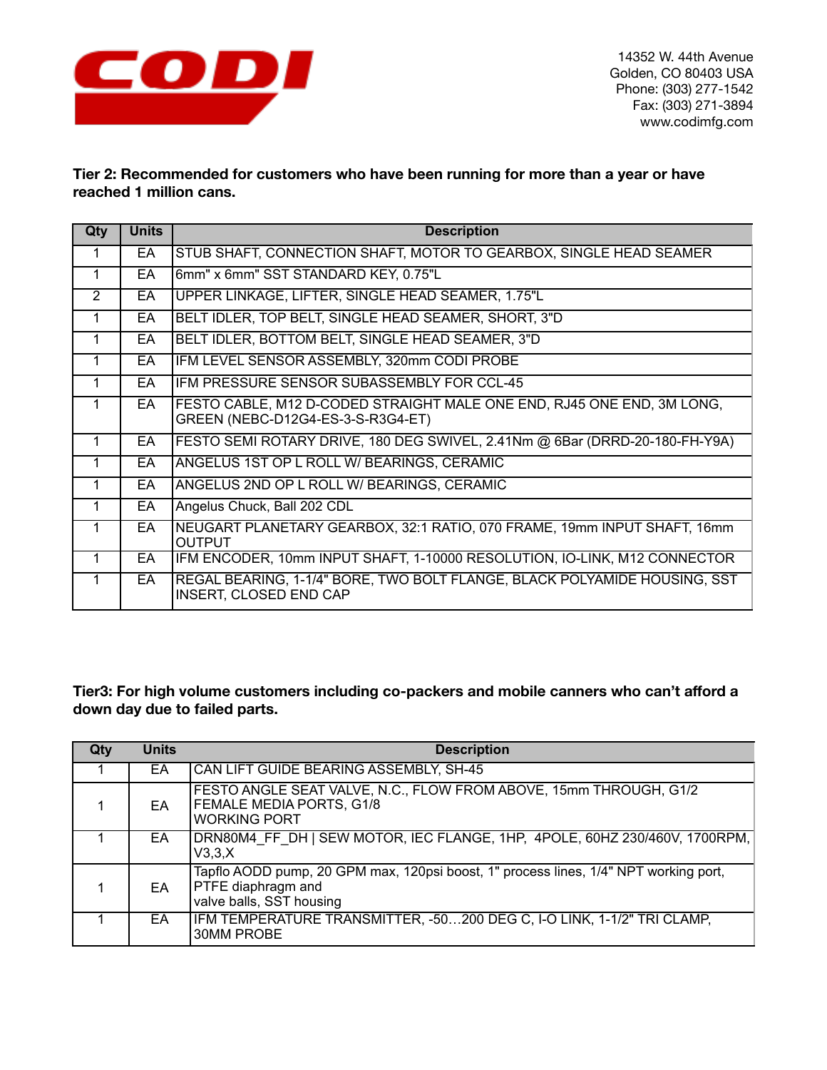CODI

14352 W. 44th Avenue
Golden, CO 80403 USA
Phone: (303) 277-1542
Fax: (303) 271-3894
www.codimfg.com

**Tier 2: Recommended for customers who have been running for more than a year or have reached 1 million cans.**

| Qty | Units | Description |
|---|---|---|
| 1 | EA | STUB SHAFT, CONNECTION SHAFT, MOTOR TO GEARBOX, SINGLE HEAD SEAMER |
| 1 | EA | 6mm" x 6mm" SST STANDARD KEY, 0.75"L |
| 2 | EA | UPPER LINKAGE, LIFTER, SINGLE HEAD SEAMER, 1.75"L |
| 1 | EA | BELT IDLER, TOP BELT, SINGLE HEAD SEAMER, SHORT, 3"D |
| 1 | EA | BELT IDLER, BOTTOM BELT, SINGLE HEAD SEAMER, 3"D |
| 1 | EA | IFM LEVEL SENSOR ASSEMBLY, 320mm CODI PROBE |
| 1 | EA | IFM PRESSURE SENSOR SUBASSEMBLY FOR CCL-45 |
| 1 | EA | FESTO CABLE, M12 D-CODED STRAIGHT MALE ONE END, RJ45 ONE END, 3M LONG, GREEN (NEBC-D12G4-ES-3-S-R3G4-ET) |
| 1 | EA | FESTO SEMI ROTARY DRIVE, 180 DEG SWIVEL, 2.41Nm @ 6Bar (DRRD-20-180-FH-Y9A) |
| 1 | EA | ANGELUS 1ST OP L ROLL W/ BEARINGS, CERAMIC |
| 1 | EA | ANGELUS 2ND OP L ROLL W/ BEARINGS, CERAMIC |
| 1 | EA | Angelus Chuck, Ball 202 CDL |
| 1 | EA | NEUGART PLANETARY GEARBOX, 32:1 RATIO, 070 FRAME, 19mm INPUT SHAFT, 16mm OUTPUT |
| 1 | EA | IFM ENCODER, 10mm INPUT SHAFT, 1-10000 RESOLUTION, IO-LINK, M12 CONNECTOR |
| 1 | EA | REGAL BEARING, 1-1/4" BORE, TWO BOLT FLANGE, BLACK POLYAMIDE HOUSING, SST INSERT, CLOSED END CAP |

**Tier3: For high volume customers including co-packers and mobile canners who can't afford a down day due to failed parts.**

| Qty | Units | Description |
|---|---|---|
| 1 | EA | CAN LIFT GUIDE BEARING ASSEMBLY, SH-45 |
| 1 | EA | FESTO ANGLE SEAT VALVE, N.C., FLOW FROM ABOVE, 15mm THROUGH, G1/2 FEMALE MEDIA PORTS, G1/8 WORKING PORT |
| 1 | EA | DRN80M4_FF_DH \| SEW MOTOR, IEC FLANGE, 1HP, 4POLE, 60HZ 230/460V, 1700RPM, V3,3,X |
| 1 | EA | Tapflo AODD pump, 20 GPM max, 120psi boost, 1" process lines, 1/4" NPT working port, PTFE diaphragm and valve balls, SST housing |
| 1 | EA | IFM TEMPERATURE TRANSMITTER, -50…200 DEG C, I-O LINK, 1-1/2" TRI CLAMP, 30MM PROBE |